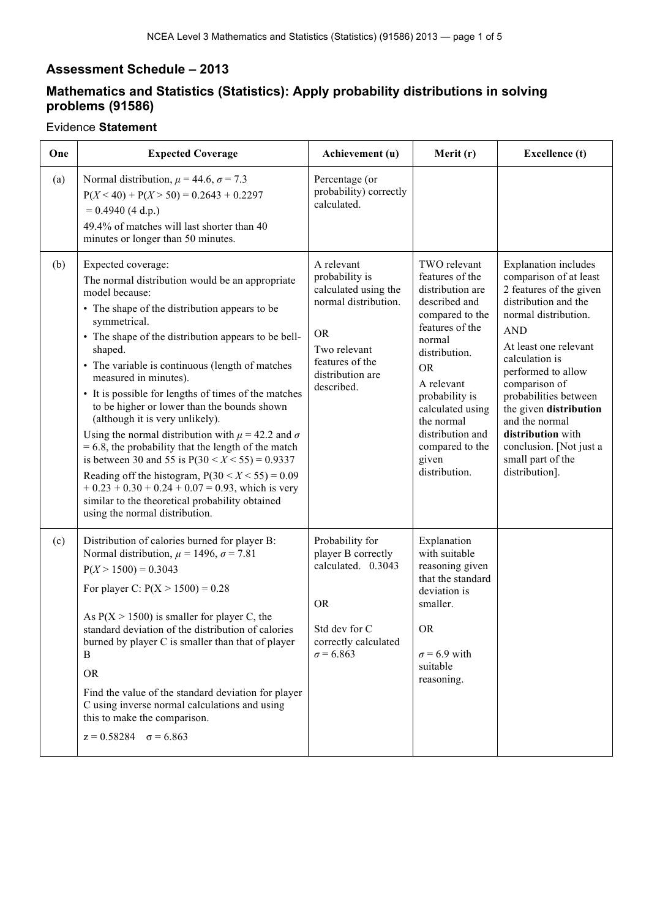## Assessment Schedule – 2013

## Mathematics and Statistics (Statistics): Apply probability distributions in solving problems (91586)

Evidence **Statement**

| One | Expected Coverage | Achievement (u) | Merit (r) | Excellence (t) |
|---|---|---|---|---|
| (a) | Normal distribution, $\mu = 44.6$, $\sigma = 7.3$<br>$P(X < 40) + P(X > 50) = 0.2643 + 0.2297$<br>$= 0.4940$ (4 d.p.)<br>49.4% of matches will last shorter than 40 minutes or longer than 50 minutes. | Percentage (or probability) correctly calculated. | | |
| (b) | Expected coverage:<br>The normal distribution would be an appropriate model because:<br>• The shape of the distribution appears to be symmetrical.<br>• The shape of the distribution appears to be bell-shaped.<br>• The variable is continuous (length of matches measured in minutes).<br>• It is possible for lengths of times of the matches to be higher or lower than the bounds shown (although it is very unlikely).<br>Using the normal distribution with $\mu = 42.2$ and $\sigma = 6.8$, the probability that the length of the match is between 30 and 55 is $P(30 < X < 55) = 0.9337$<br>Reading off the histogram, $P(30 < X < 55) = 0.09 + 0.23 + 0.30 + 0.24 + 0.07 = 0.93$, which is very similar to the theoretical probability obtained using the normal distribution. | A relevant probability is calculated using the normal distribution.<br><br>OR<br>Two relevant features of the distribution are described. | TWO relevant features of the distribution are described and compared to the features of the normal distribution.<br>OR<br>A relevant probability is calculated using the normal distribution and compared to the given distribution. | Explanation includes comparison of at least 2 features of the given distribution and the normal distribution.<br>AND<br>At least one relevant calculation is performed to allow comparison of probabilities between the given **distribution** and the normal **distribution** with conclusion. [Not just a small part of the distribution]. |
| (c) | Distribution of calories burned for player B: Normal distribution, $\mu = 1496$, $\sigma = 7.81$<br>$P(X > 1500) = 0.3043$<br>For player C: $P(X > 1500) = 0.28$<br><br>As $P(X > 1500)$ is smaller for player C, the standard deviation of the distribution of calories burned by player C is smaller than that of player B<br>OR<br>Find the value of the standard deviation for player C using inverse normal calculations and using this to make the comparison.<br>$z = 0.58284$ $\sigma = 6.863$ | Probability for player B correctly calculated. 0.3043<br><br>OR<br><br>Std dev for C correctly calculated $\sigma = 6.863$ | Explanation with suitable reasoning given that the standard deviation is smaller.<br><br>OR<br><br>$\sigma = 6.9$ with suitable reasoning. | |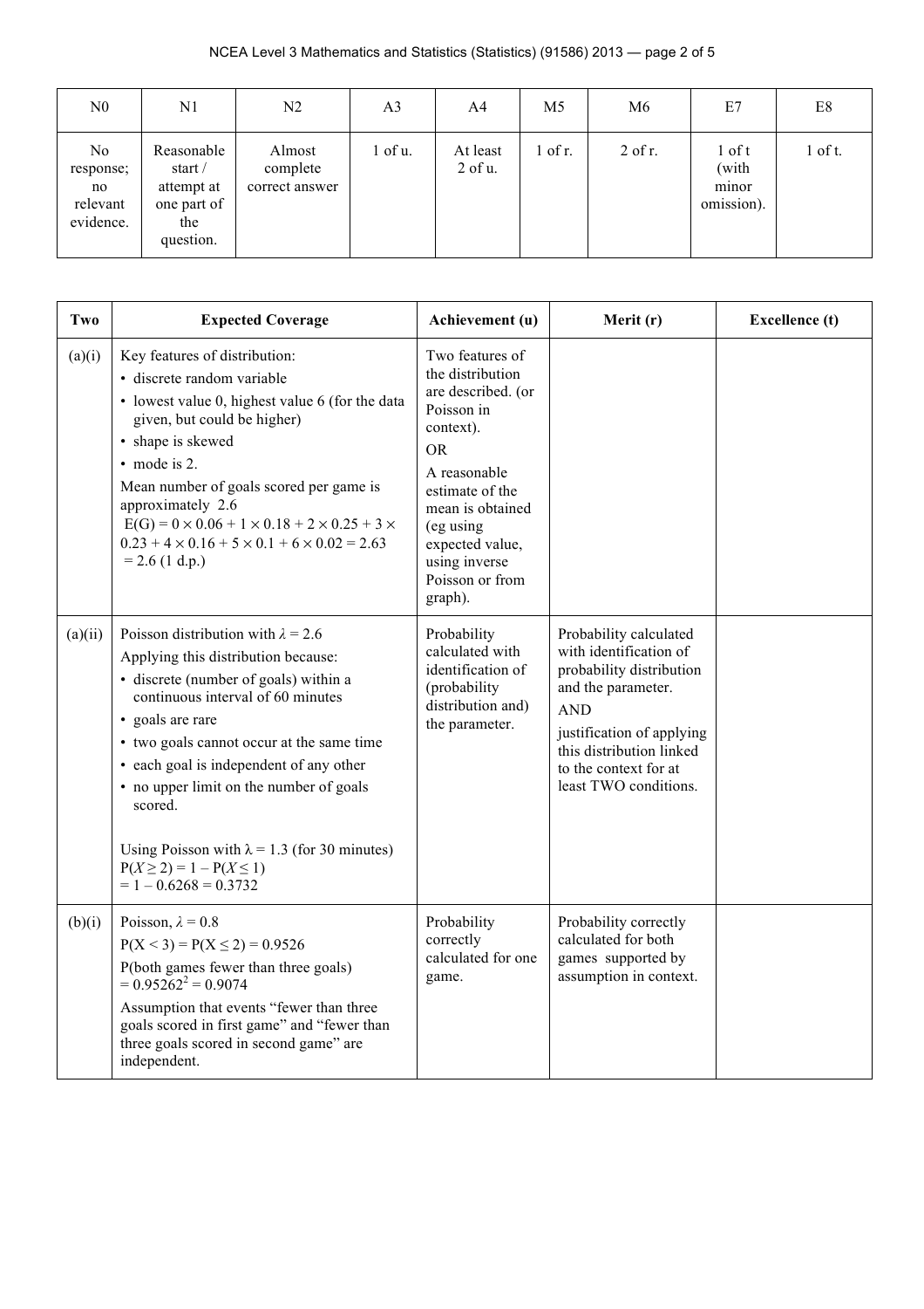| N0 | N1 | N2 | A3 | A4 | M5 | M6 | E7 | E8 |
|---|---|---|---|---|---|---|---|---|
| No response; no relevant evidence. | Reasonable start / attempt at one part of the question. | Almost complete correct answer | 1 of u. | At least 2 of u. | 1 of r. | 2 of r. | 1 of t (with minor omission). | 1 of t. |

| Two | Expected Coverage | Achievement (u) | Merit (r) | Excellence (t) |
|---|---|---|---|---|
| (a)(i) | Key features of distribution:<br>• discrete random variable<br>• lowest value 0, highest value 6 (for the data given, but could be higher)<br>• shape is skewed<br>• mode is 2.<br>Mean number of goals scored per game is approximately 2.6<br>$E(G) = 0 \times 0.06 + 1 \times 0.18 + 2 \times 0.25 + 3 \times 0.23 + 4 \times 0.16 + 5 \times 0.1 + 6 \times 0.02 = 2.63$<br>$= 2.6$ (1 d.p.) | Two features of the distribution are described. (or Poisson in context).<br>OR<br>A reasonable estimate of the mean is obtained (eg using expected value, using inverse Poisson or from graph). | | |
| (a)(ii) | Poisson distribution with $\lambda = 2.6$<br>Applying this distribution because:<br>• discrete (number of goals) within a continuous interval of 60 minutes<br>• goals are rare<br>• two goals cannot occur at the same time<br>• each goal is independent of any other<br>• no upper limit on the number of goals scored.<br><br>Using Poisson with $\lambda = 1.3$ (for 30 minutes)<br>$P(X \geq 2) = 1 - P(X \leq 1)$<br>$= 1 - 0.6268 = 0.3732$ | Probability calculated with identification of (probability distribution and) the parameter. | Probability calculated with identification of probability distribution and the parameter.<br>AND<br>justification of applying this distribution linked to the context for at least TWO conditions. | |
| (b)(i) | Poisson, $\lambda = 0.8$<br>$P(X < 3) = P(X \leq 2) = 0.9526$<br>P(both games fewer than three goals)<br>$= 0.95262^2 = 0.9074$<br>Assumption that events "fewer than three goals scored in first game" and "fewer than three goals scored in second game" are independent. | Probability correctly calculated for one game. | Probability correctly calculated for both games supported by assumption in context. | |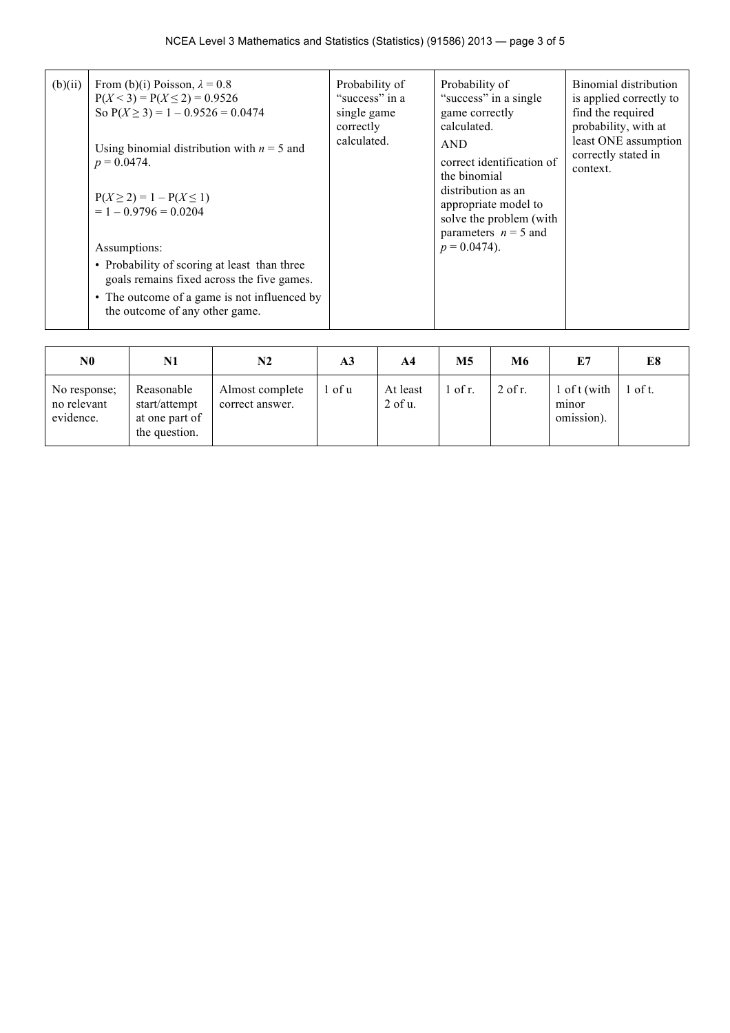| (b)(ii) | From (b)(i) Poisson, $\lambda = 0.8$<br>$P(X < 3) = P(X \leq 2) = 0.9526$<br>So $P(X \geq 3) = 1 - 0.9526 = 0.0474$<br><br>Using binomial distribution with $n = 5$ and $p = 0.0474$.<br><br>$P(X \geq 2) = 1 - P(X \leq 1)$<br>$= 1 - 0.9796 = 0.0204$<br><br>Assumptions:<br>• Probability of scoring at least than three goals remains fixed across the five games.<br>• The outcome of a game is not influenced by the outcome of any other game. | Probability of "success" in a single game correctly calculated. | Probability of "success" in a single game correctly calculated.<br>AND<br>correct identification of the binomial distribution as an appropriate model to solve the problem (with parameters $n = 5$ and $p = 0.0474$). | Binomial distribution is applied correctly to find the required probability, with at least ONE assumption correctly stated in context. |
|---|---|---|---|---|

| N0 | N1 | N2 | A3 | A4 | M5 | M6 | E7 | E8 |
|---|---|---|---|---|---|---|---|---|
| No response; no relevant evidence. | Reasonable start/attempt at one part of the question. | Almost complete correct answer. | 1 of u | At least 2 of u. | 1 of r. | 2 of r. | 1 of t (with minor omission). | 1 of t. |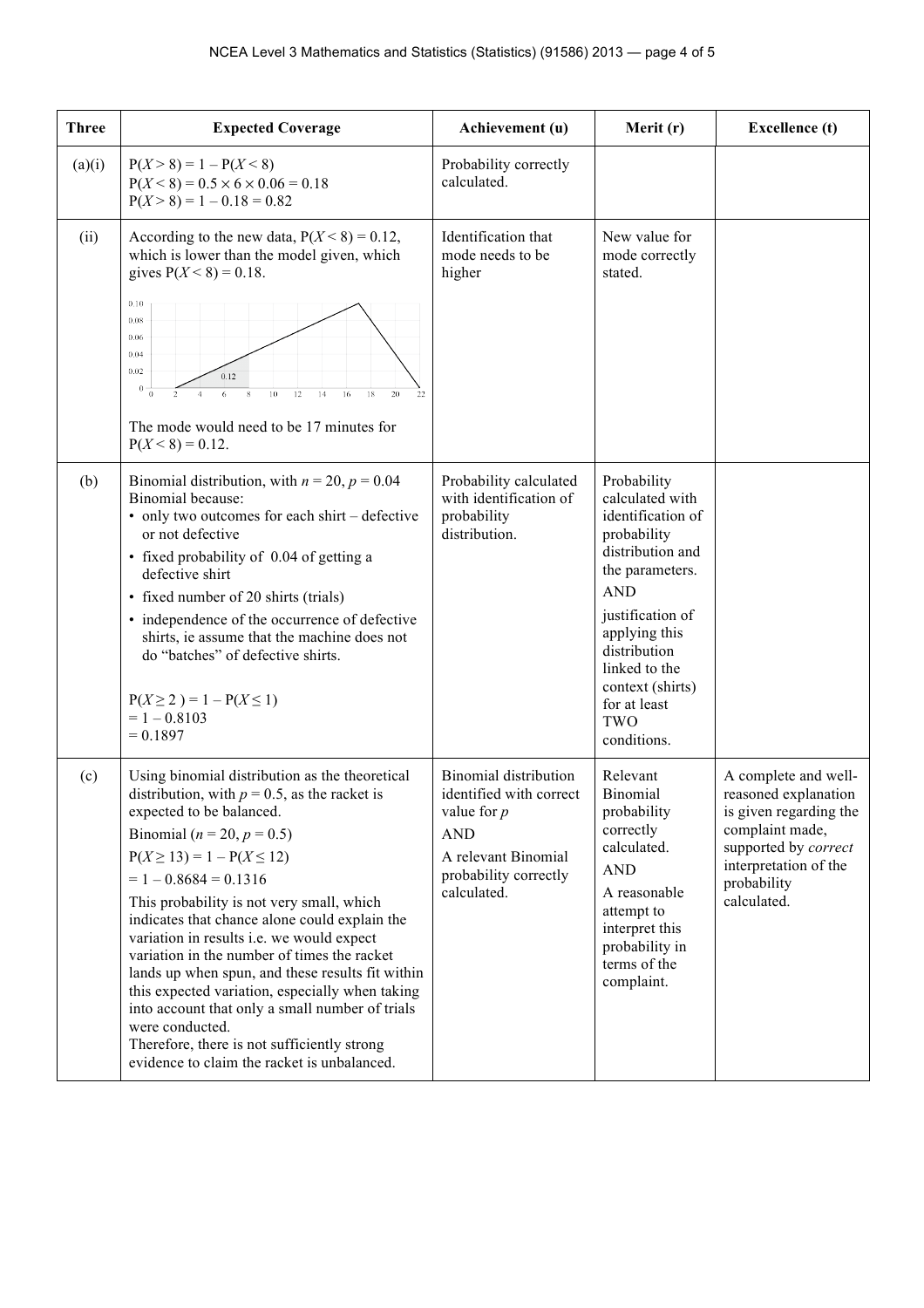| Three | Expected Coverage | Achievement (u) | Merit (r) | Excellence (t) |
|---|---|---|---|---|
| (a)(i) | $P(X > 8) = 1 - P(X < 8)$<br>$P(X < 8) = 0.5 \times 6 \times 0.06 = 0.18$<br>$P(X > 8) = 1 - 0.18 = 0.82$ | Probability correctly calculated. | | |
| (ii) | According to the new data, $P(X < 8) = 0.12$, which is lower than the model given, which gives $P(X < 8) = 0.18$.<br>The mode would need to be 17 minutes for $P(X < 8) = 0.12$. | Identification that mode needs to be higher | New value for mode correctly stated. | |
| (b) | Binomial distribution, with $n = 20$, $p = 0.04$<br>Binomial because:<br>• only two outcomes for each shirt – defective or not defective<br>• fixed probability of 0.04 of getting a defective shirt<br>• fixed number of 20 shirts (trials)<br>• independence of the occurrence of defective shirts, ie assume that the machine does not do "batches" of defective shirts.<br><br>$P(X \geq 2) = 1 - P(X \leq 1)$<br>$= 1 - 0.8103$<br>$= 0.1897$ | Probability calculated with identification of probability distribution. | Probability calculated with identification of probability distribution and the parameters.<br>AND<br>justification of applying this distribution linked to the context (shirts) for at least TWO conditions. | |
| (c) | Using binomial distribution as the theoretical distribution, with $p = 0.5$, as the racket is expected to be balanced.<br>Binomial ($n = 20$, $p = 0.5$)<br>$P(X \geq 13) = 1 - P(X \leq 12)$<br>$= 1 - 0.8684 = 0.1316$<br>This probability is not very small, which indicates that chance alone could explain the variation in results i.e. we would expect variation in the number of times the racket lands up when spun, and these results fit within this expected variation, especially when taking into account that only a small number of trials were conducted.<br>Therefore, there is not sufficiently strong evidence to claim the racket is unbalanced. | Binomial distribution identified with correct value for $p$<br>AND<br>A relevant Binomial probability correctly calculated. | Relevant Binomial probability correctly calculated.<br>AND<br>A reasonable attempt to interpret this probability in terms of the complaint. | A complete and well-reasoned explanation is given regarding the complaint made, supported by *correct* interpretation of the probability calculated. |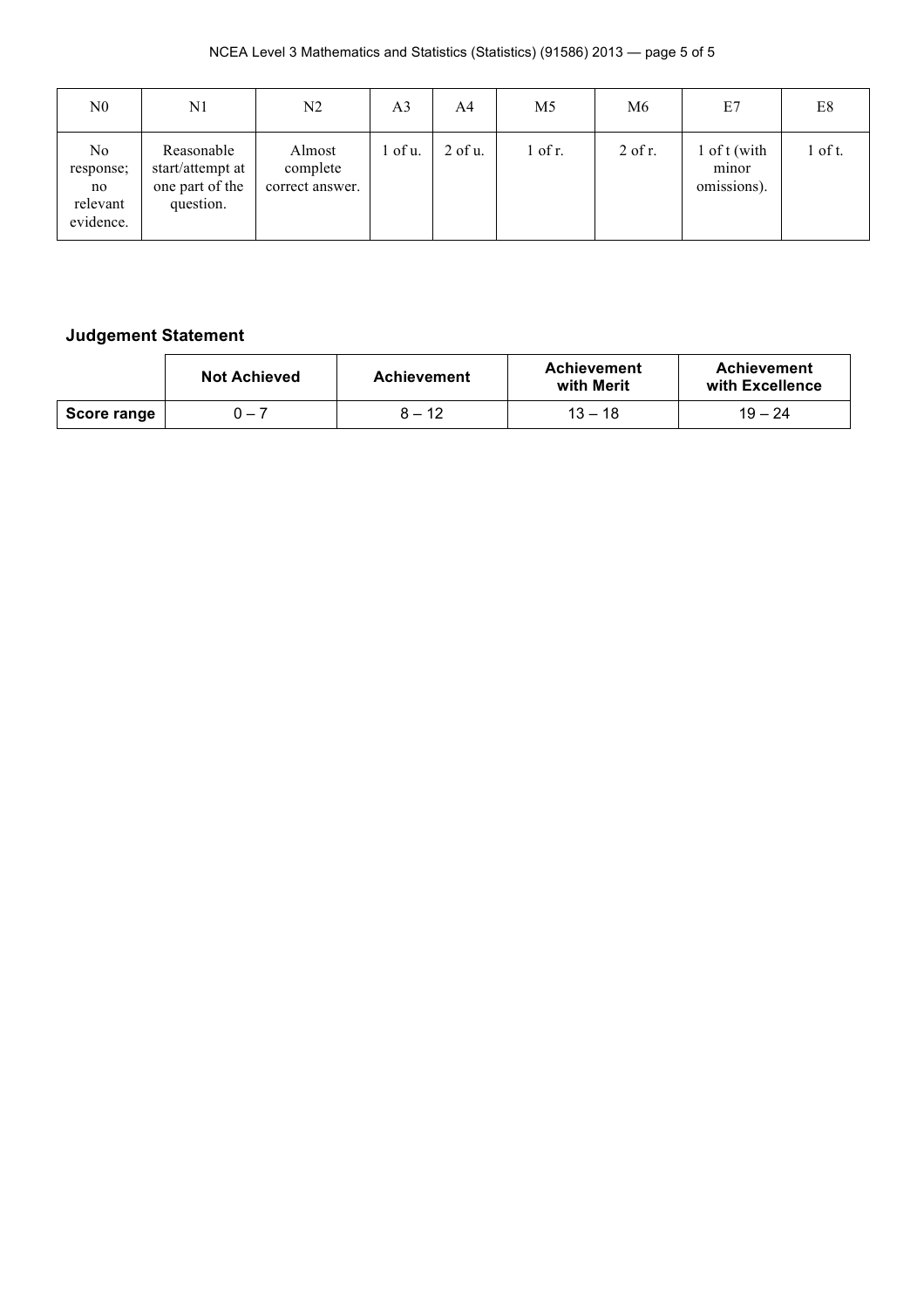| N0 | N1 | N2 | A3 | A4 | M5 | M6 | E7 | E8 |
|---|---|---|---|---|---|---|---|---|
| No response; no relevant evidence. | Reasonable start/attempt at one part of the question. | Almost complete correct answer. | 1 of u. | 2 of u. | 1 of r. | 2 of r. | 1 of t (with minor omissions). | 1 of t. |

### Judgement Statement

| | Not Achieved | Achievement | Achievement with Merit | Achievement with Excellence |
|---|---|---|---|---|
| **Score range** | 0 – 7 | 8 – 12 | 13 – 18 | 19 – 24 |